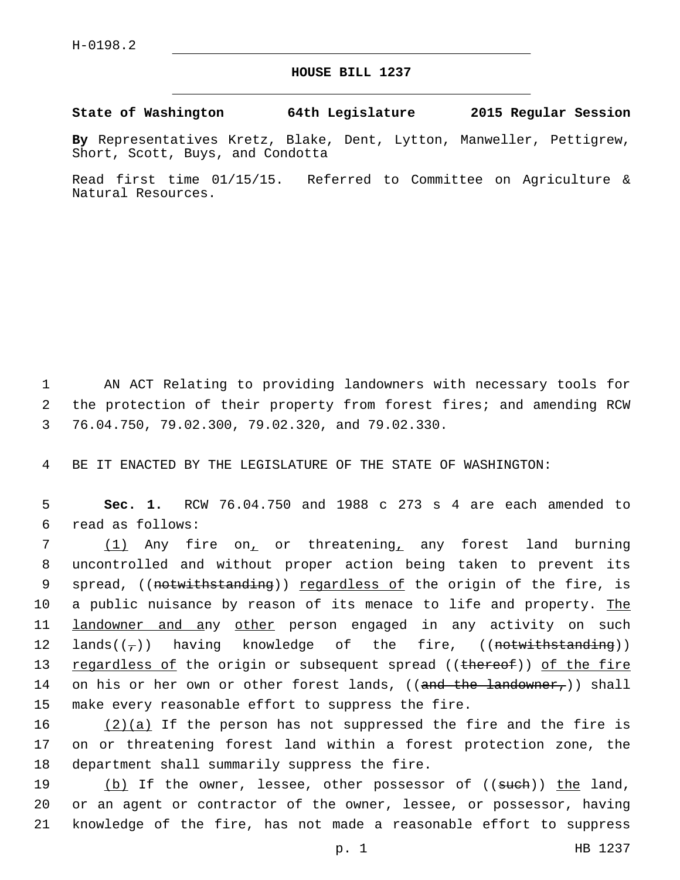H-0198.2

# HOUSE BILL 1237

**State of Washington 64th Legislature 2015 Regular Session**

**By** Representatives Kretz, Blake, Dent, Lytton, Manweller, Pettigrew, Short, Scott, Buys, and Condotta

Read first time 01/15/15. Referred to Committee on Agriculture & Natural Resources.

1 AN ACT Relating to providing landowners with necessary tools for 2 the protection of their property from forest fires; and amending RCW 3 76.04.750, 79.02.300, 79.02.320, and 79.02.330.

4 BE IT ENACTED BY THE LEGISLATURE OF THE STATE OF WASHINGTON:

5 **Sec. 1.** RCW 76.04.750 and 1988 c 273 s 4 are each amended to 6 read as follows:

7 (1) Any fire on, or threatening, any forest land burning 8 uncontrolled and without proper action being taken to prevent its 9 spread, ((~~notwithstanding~~)) regardless of the origin of the fire, is 10 a public nuisance by reason of its menace to life and property. The 11 landowner and any other person engaged in any activity on such 12 lands((~~,~~)) having knowledge of the fire, ((~~notwithstanding~~)) 13 regardless of the origin or subsequent spread ((~~thereof~~)) of the fire 14 on his or her own or other forest lands, ((~~and the landowner,~~)) shall 15 make every reasonable effort to suppress the fire.

16 (2)(a) If the person has not suppressed the fire and the fire is 17 on or threatening forest land within a forest protection zone, the 18 department shall summarily suppress the fire.

19 (b) If the owner, lessee, other possessor of ((~~such~~)) the land, 20 or an agent or contractor of the owner, lessee, or possessor, having 21 knowledge of the fire, has not made a reasonable effort to suppress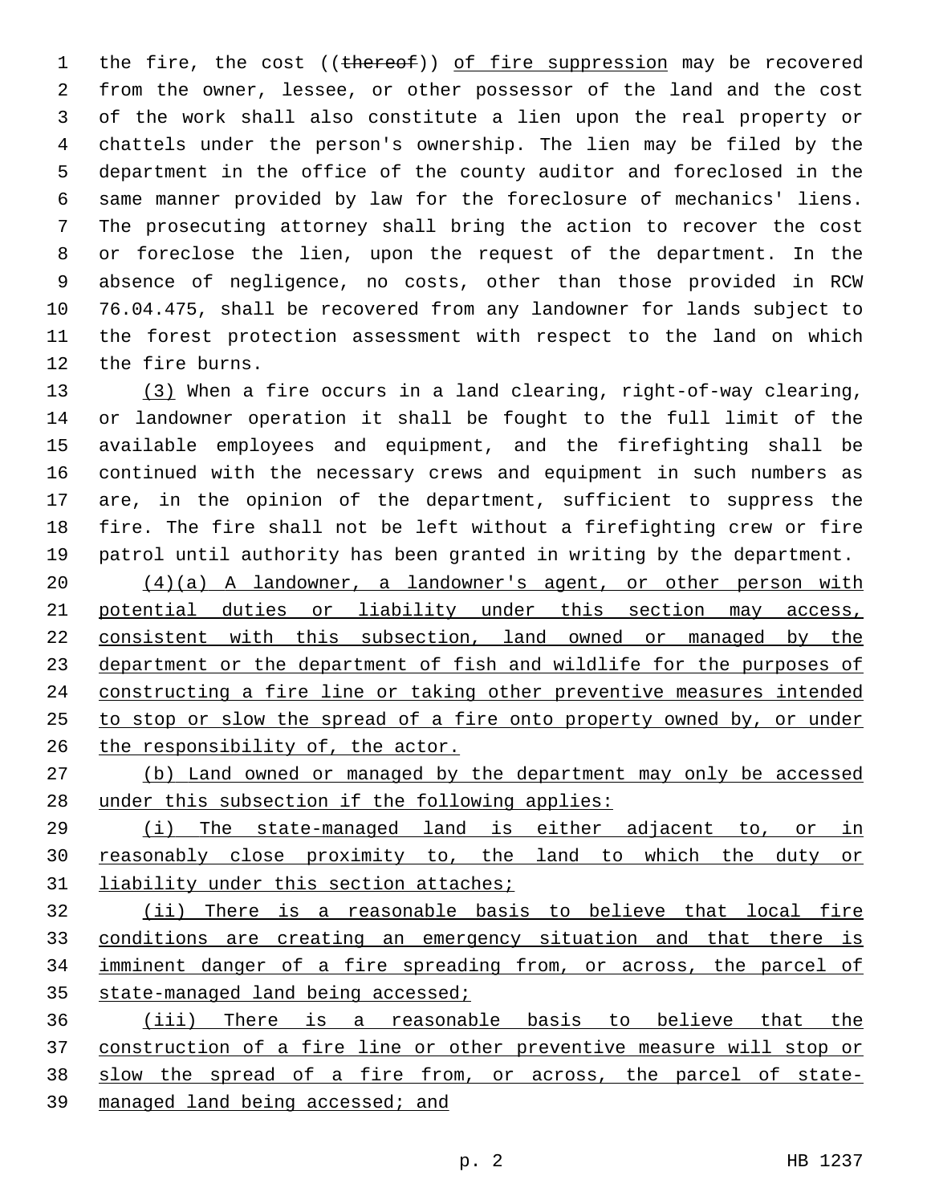the fire, the cost ((~~thereof~~)) <u>of fire suppression</u> may be recovered from the owner, lessee, or other possessor of the land and the cost of the work shall also constitute a lien upon the real property or chattels under the person's ownership. The lien may be filed by the department in the office of the county auditor and foreclosed in the same manner provided by law for the foreclosure of mechanics' liens. The prosecuting attorney shall bring the action to recover the cost or foreclose the lien, upon the request of the department. In the absence of negligence, no costs, other than those provided in RCW 76.04.475, shall be recovered from any landowner for lands subject to the forest protection assessment with respect to the land on which the fire burns.

<u>(3)</u> When a fire occurs in a land clearing, right-of-way clearing, or landowner operation it shall be fought to the full limit of the available employees and equipment, and the firefighting shall be continued with the necessary crews and equipment in such numbers as are, in the opinion of the department, sufficient to suppress the fire. The fire shall not be left without a firefighting crew or fire patrol until authority has been granted in writing by the department.

<u>(4)(a) A landowner, a landowner's agent, or other person with potential duties or liability under this section may access, consistent with this subsection, land owned or managed by the department or the department of fish and wildlife for the purposes of constructing a fire line or taking other preventive measures intended to stop or slow the spread of a fire onto property owned by, or under the responsibility of, the actor.</u>

<u>(b) Land owned or managed by the department may only be accessed under this subsection if the following applies:</u>

<u>(i) The state-managed land is either adjacent to, or in reasonably close proximity to, the land to which the duty or liability under this section attaches;</u>

<u>(ii) There is a reasonable basis to believe that local fire conditions are creating an emergency situation and that there is imminent danger of a fire spreading from, or across, the parcel of state-managed land being accessed;</u>

<u>(iii) There is a reasonable basis to believe that the construction of a fire line or other preventive measure will stop or slow the spread of a fire from, or across, the parcel of state-managed land being accessed; and</u>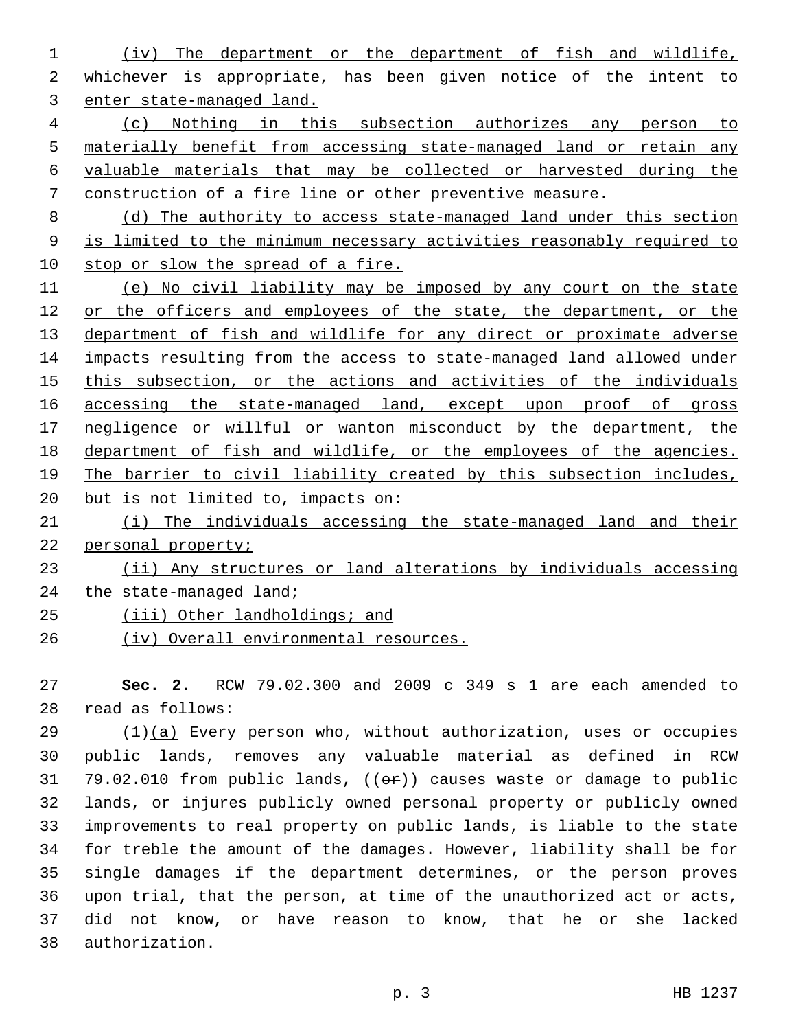(iv) The department or the department of fish and wildlife, whichever is appropriate, has been given notice of the intent to enter state-managed land.

(c) Nothing in this subsection authorizes any person to materially benefit from accessing state-managed land or retain any valuable materials that may be collected or harvested during the construction of a fire line or other preventive measure.

(d) The authority to access state-managed land under this section is limited to the minimum necessary activities reasonably required to stop or slow the spread of a fire.

(e) No civil liability may be imposed by any court on the state or the officers and employees of the state, the department, or the department of fish and wildlife for any direct or proximate adverse impacts resulting from the access to state-managed land allowed under this subsection, or the actions and activities of the individuals accessing the state-managed land, except upon proof of gross negligence or willful or wanton misconduct by the department, the department of fish and wildlife, or the employees of the agencies. The barrier to civil liability created by this subsection includes, but is not limited to, impacts on:

(i) The individuals accessing the state-managed land and their personal property;

(ii) Any structures or land alterations by individuals accessing the state-managed land;

(iii) Other landholdings; and

(iv) Overall environmental resources.

**Sec. 2.** RCW 79.02.300 and 2009 c 349 s 1 are each amended to read as follows:

(1)(a) Every person who, without authorization, uses or occupies public lands, removes any valuable material as defined in RCW 79.02.010 from public lands, ((~~or~~)) causes waste or damage to public lands, or injures publicly owned personal property or publicly owned improvements to real property on public lands, is liable to the state for treble the amount of the damages. However, liability shall be for single damages if the department determines, or the person proves upon trial, that the person, at time of the unauthorized act or acts, did not know, or have reason to know, that he or she lacked authorization.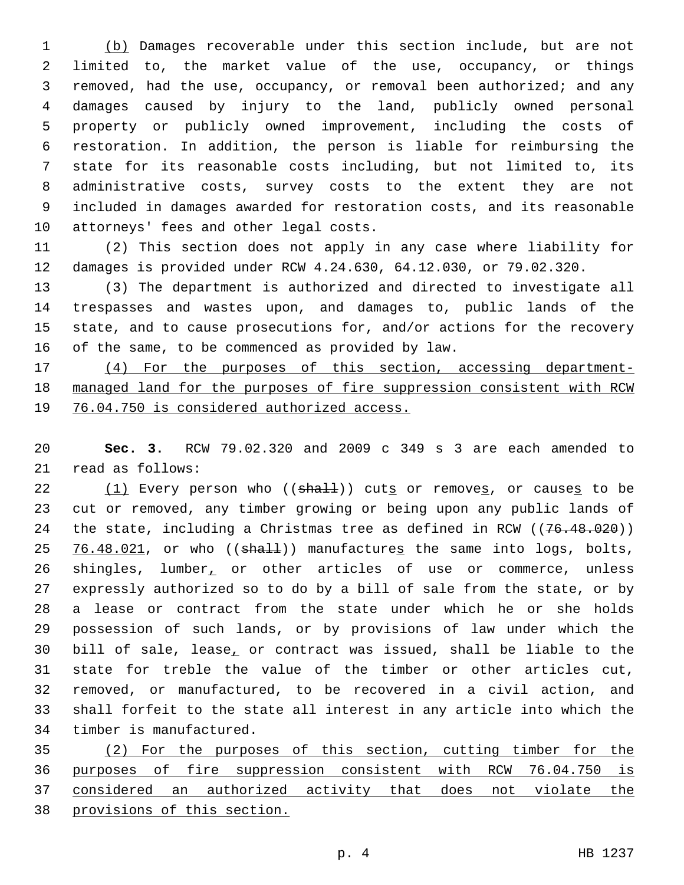(b) Damages recoverable under this section include, but are not limited to, the market value of the use, occupancy, or things removed, had the use, occupancy, or removal been authorized; and any damages caused by injury to the land, publicly owned personal property or publicly owned improvement, including the costs of restoration. In addition, the person is liable for reimbursing the state for its reasonable costs including, but not limited to, its administrative costs, survey costs to the extent they are not included in damages awarded for restoration costs, and its reasonable attorneys' fees and other legal costs.

(2) This section does not apply in any case where liability for damages is provided under RCW 4.24.630, 64.12.030, or 79.02.320.

(3) The department is authorized and directed to investigate all trespasses and wastes upon, and damages to, public lands of the state, and to cause prosecutions for, and/or actions for the recovery of the same, to be commenced as provided by law.

(4) For the purposes of this section, accessing department-managed land for the purposes of fire suppression consistent with RCW 76.04.750 is considered authorized access.

**Sec. 3.** RCW 79.02.320 and 2009 c 349 s 3 are each amended to read as follows:

(1) Every person who ((~~shall~~)) cuts or removes, or causes to be cut or removed, any timber growing or being upon any public lands of the state, including a Christmas tree as defined in RCW ((~~76.48.020~~)) 76.48.021, or who ((~~shall~~)) manufactures the same into logs, bolts, shingles, lumber, or other articles of use or commerce, unless expressly authorized so to do by a bill of sale from the state, or by a lease or contract from the state under which he or she holds possession of such lands, or by provisions of law under which the bill of sale, lease, or contract was issued, shall be liable to the state for treble the value of the timber or other articles cut, removed, or manufactured, to be recovered in a civil action, and shall forfeit to the state all interest in any article into which the timber is manufactured.

(2) For the purposes of this section, cutting timber for the purposes of fire suppression consistent with RCW 76.04.750 is considered an authorized activity that does not violate the provisions of this section.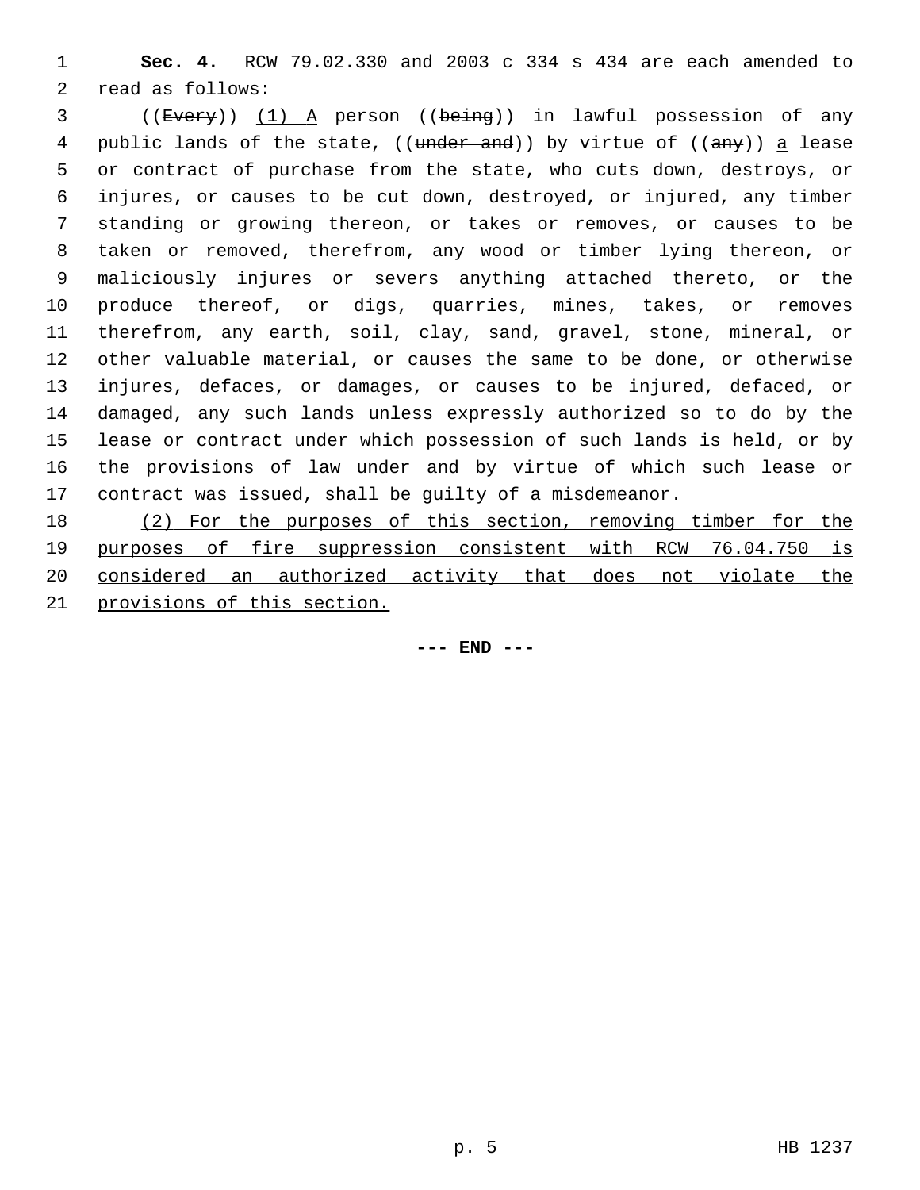**Sec. 4.** RCW 79.02.330 and 2003 c 334 s 434 are each amended to read as follows:

((~~Every~~)) <u>(1) A</u> person ((~~being~~)) in lawful possession of any public lands of the state, ((~~under and~~)) by virtue of ((~~any~~)) <u>a</u> lease or contract of purchase from the state, <u>who</u> cuts down, destroys, or injures, or causes to be cut down, destroyed, or injured, any timber standing or growing thereon, or takes or removes, or causes to be taken or removed, therefrom, any wood or timber lying thereon, or maliciously injures or severs anything attached thereto, or the produce thereof, or digs, quarries, mines, takes, or removes therefrom, any earth, soil, clay, sand, gravel, stone, mineral, or other valuable material, or causes the same to be done, or otherwise injures, defaces, or damages, or causes to be injured, defaced, or damaged, any such lands unless expressly authorized so to do by the lease or contract under which possession of such lands is held, or by the provisions of law under and by virtue of which such lease or contract was issued, shall be guilty of a misdemeanor.

<u>(2) For the purposes of this section, removing timber for the purposes of fire suppression consistent with RCW 76.04.750 is considered an authorized activity that does not violate the provisions of this section.</u>

--- END ---